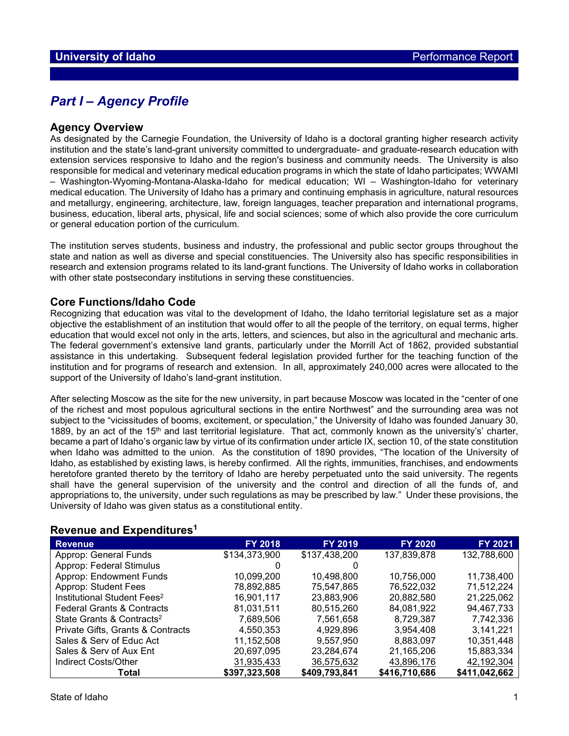# Part I – Agency Profile

## Agency Overview

As designated by the Carnegie Foundation, the University of Idaho is a doctoral granting higher research activity institution and the state's land-grant university committed to undergraduate- and graduate-research education with extension services responsive to Idaho and the region's business and community needs. The University is also responsible for medical and veterinary medical education programs in which the state of Idaho participates; WWAMI – Washington-Wyoming-Montana-Alaska-Idaho for medical education; WI – Washington-Idaho for veterinary medical education. The University of Idaho has a primary and continuing emphasis in agriculture, natural resources and metallurgy, engineering, architecture, law, foreign languages, teacher preparation and international programs, business, education, liberal arts, physical, life and social sciences; some of which also provide the core curriculum or general education portion of the curriculum.

The institution serves students, business and industry, the professional and public sector groups throughout the state and nation as well as diverse and special constituencies. The University also has specific responsibilities in research and extension programs related to its land-grant functions. The University of Idaho works in collaboration with other state postsecondary institutions in serving these constituencies.

## Core Functions/Idaho Code

Recognizing that education was vital to the development of Idaho, the Idaho territorial legislature set as a major objective the establishment of an institution that would offer to all the people of the territory, on equal terms, higher education that would excel not only in the arts, letters, and sciences, but also in the agricultural and mechanic arts. The federal government's extensive land grants, particularly under the Morrill Act of 1862, provided substantial assistance in this undertaking. Subsequent federal legislation provided further for the teaching function of the institution and for programs of research and extension. In all, approximately 240,000 acres were allocated to the support of the University of Idaho's land-grant institution.

After selecting Moscow as the site for the new university, in part because Moscow was located in the "center of one of the richest and most populous agricultural sections in the entire Northwest" and the surrounding area was not subject to the "vicissitudes of booms, excitement, or speculation," the University of Idaho was founded January 30, 1889, by an act of the 15th and last territorial legislature. That act, commonly known as the university's' charter, became a part of Idaho's organic law by virtue of its confirmation under article IX, section 10, of the state constitution when Idaho was admitted to the union. As the constitution of 1890 provides, "The location of the University of Idaho, as established by existing laws, is hereby confirmed. All the rights, immunities, franchises, and endowments heretofore granted thereto by the territory of Idaho are hereby perpetuated unto the said university. The regents shall have the general supervision of the university and the control and direction of all the funds of, and appropriations to, the university, under such regulations as may be prescribed by law." Under these provisions, the University of Idaho was given status as a constitutional entity.

## Revenue and Expenditures[1]

| Revenue | FY 2018 | FY 2019 | FY 2020 | FY 2021 |
|---|---|---|---|---|
| Approp: General Funds | $134,373,900 | $137,438,200 | 137,839,878 | 132,788,600 |
| Approp: Federal Stimulus | 0 | 0 | | |
| Approp: Endowment Funds | 10,099,200 | 10,498,800 | 10,756,000 | 11,738,400 |
| Approp: Student Fees | 78,892,885 | 75,547,865 | 76,522,032 | 71,512,224 |
| Institutional Student Fees[2] | 16,901,117 | 23,883,906 | 20,882,580 | 21,225,062 |
| Federal Grants & Contracts | 81,031,511 | 80,515,260 | 84,081,922 | 94,467,733 |
| State Grants & Contracts[2] | 7,689,506 | 7,561,658 | 8,729,387 | 7,742,336 |
| Private Gifts, Grants & Contracts | 4,550,353 | 4,929,896 | 3,954,408 | 3,141,221 |
| Sales & Serv of Educ Act | 11,152,508 | 9,557,950 | 8,883,097 | 10,351,448 |
| Sales & Serv of Aux Ent | 20,697,095 | 23,284,674 | 21,165,206 | 15,883,334 |
| Indirect Costs/Other | 31,935,433 | 36,575,632 | 43,896,176 | 42,192,304 |
| **Total** | **$397,323,508** | **$409,793,841** | **$416,710,686** | **$411,042,662** |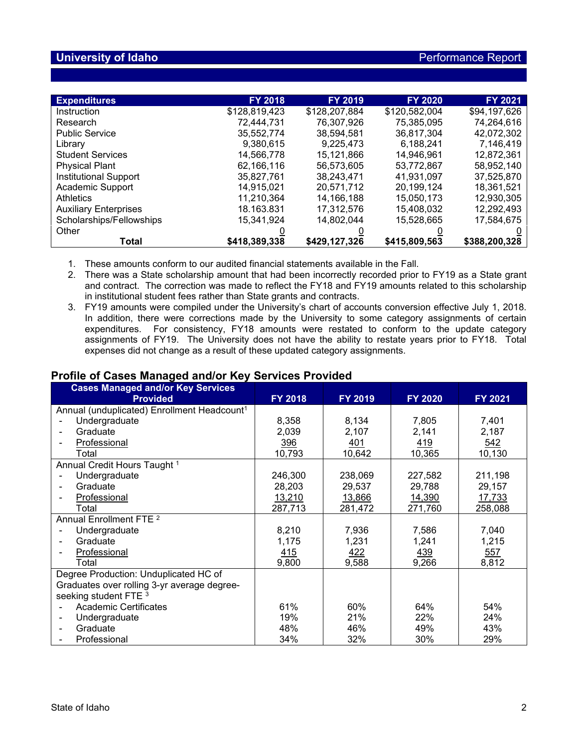| Expenditures | FY 2018 | FY 2019 | FY 2020 | FY 2021 |
|---|---|---|---|---|
| Instruction | $128,819,423 | $128,207,884 | $120,582,004 | $94,197,626 |
| Research | 72,444,731 | 76,307,926 | 75,385,095 | 74,264,616 |
| Public Service | 35,552,774 | 38,594,581 | 36,817,304 | 42,072,302 |
| Library | 9,380,615 | 9,225,473 | 6,188,241 | 7,146,419 |
| Student Services | 14,566,778 | 15,121,866 | 14,946,961 | 12,872,361 |
| Physical Plant | 62,166,116 | 56,573,605 | 53,772,867 | 58,952,140 |
| Institutional Support | 35,827,761 | 38,243,471 | 41,931,097 | 37,525,870 |
| Academic Support | 14,915,021 | 20,571,712 | 20,199,124 | 18,361,521 |
| Athletics | 11,210,364 | 14,166,188 | 15,050,173 | 12,930,305 |
| Auxiliary Enterprises | 18.163.831 | 17,312,576 | 15,408,032 | 12,292,493 |
| Scholarships/Fellowships | 15,341,924 | 14,802,044 | 15,528,665 | 17,584,675 |
| Other | 0 | 0 | 0 | 0 |
| **Total** | **$418,389,338** | **$429,127,326** | **$415,809,563** | **$388,200,328** |

1. These amounts conform to our audited financial statements available in the Fall.
2. There was a State scholarship amount that had been incorrectly recorded prior to FY19 as a State grant and contract. The correction was made to reflect the FY18 and FY19 amounts related to this scholarship in institutional student fees rather than State grants and contracts.
3. FY19 amounts were compiled under the University's chart of accounts conversion effective July 1, 2018. In addition, there were corrections made by the University to some category assignments of certain expenditures. For consistency, FY18 amounts were restated to conform to the update category assignments of FY19. The University does not have the ability to restate years prior to FY18. Total expenses did not change as a result of these updated category assignments.

## Profile of Cases Managed and/or Key Services Provided

| Cases Managed and/or Key Services Provided | FY 2018 | FY 2019 | FY 2020 | FY 2021 |
|---|---|---|---|---|
| Annual (unduplicated) Enrollment Headcount[1] | | | | |
| - Undergraduate | 8,358 | 8,134 | 7,805 | 7,401 |
| - Graduate | 2,039 | 2,107 | 2,141 | 2,187 |
| - Professional | 396 | 401 | 419 | 542 |
| Total | 10,793 | 10,642 | 10,365 | 10,130 |
| Annual Credit Hours Taught [1] | | | | |
| - Undergraduate | 246,300 | 238,069 | 227,582 | 211,198 |
| - Graduate | 28,203 | 29,537 | 29,788 | 29,157 |
| - Professional | 13,210 | 13,866 | 14,390 | 17,733 |
| Total | 287,713 | 281,472 | 271,760 | 258,088 |
| Annual Enrollment FTE [2] | | | | |
| - Undergraduate | 8,210 | 7,936 | 7,586 | 7,040 |
| - Graduate | 1,175 | 1,231 | 1,241 | 1,215 |
| - Professional | 415 | 422 | 439 | 557 |
| Total | 9,800 | 9,588 | 9,266 | 8,812 |
| Degree Production: Unduplicated HC of Graduates over rolling 3-yr average degree-seeking student FTE [3] | | | | |
| - Academic Certificates | 61% | 60% | 64% | 54% |
| - Undergraduate | 19% | 21% | 22% | 24% |
| - Graduate | 48% | 46% | 49% | 43% |
| - Professional | 34% | 32% | 30% | 29% |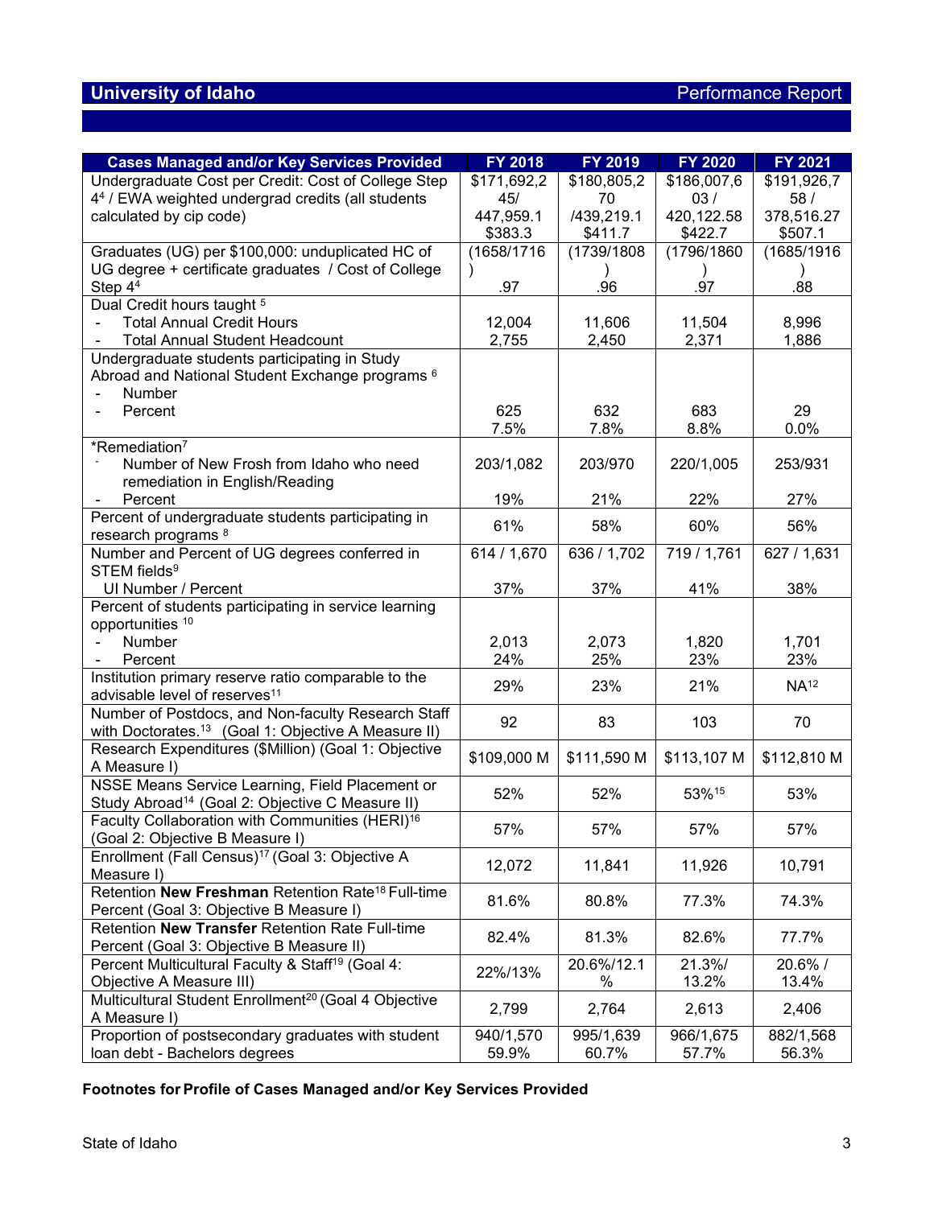| Cases Managed and/or Key Services Provided | FY 2018 | FY 2019 | FY 2020 | FY 2021 |
|---|---|---|---|---|
| Undergraduate Cost per Credit: Cost of College Step 4[4] / EWA weighted undergrad credits (all students calculated by cip code) | $171,692,245/ 447,959.1 $383.3 | $180,805,270 /439,219.1 $411.7 | $186,007,603 / 420,122.58 $422.7 | $191,926,758 / 378,516.27 $507.1 |
| Graduates (UG) per $100,000: unduplicated HC of UG degree + certificate graduates / Cost of College Step 4[4] | (1658/1716) .97 | (1739/1808) .96 | (1796/1860) .97 | (1685/1916) .88 |
| Dual Credit hours taught [5]<br>- Total Annual Credit Hours<br>- Total Annual Student Headcount | 12,004<br>2,755 | 11,606<br>2,450 | 11,504<br>2,371 | 8,996<br>1,886 |
| Undergraduate students participating in Study Abroad and National Student Exchange programs [6]<br>- Number<br>- Percent | 625<br>7.5% | 632<br>7.8% | 683<br>8.8% | 29<br>0.0% |
| *Remediation[7]<br>- Number of New Frosh from Idaho who need remediation in English/Reading<br>- Percent | 203/1,082<br>19% | 203/970<br>21% | 220/1,005<br>22% | 253/931<br>27% |
| Percent of undergraduate students participating in research programs [8] | 61% | 58% | 60% | 56% |
| Number and Percent of UG degrees conferred in STEM fields[9]<br>UI Number / Percent | 614 / 1,670<br>37% | 636 / 1,702<br>37% | 719 / 1,761<br>41% | 627 / 1,631<br>38% |
| Percent of students participating in service learning opportunities [10]<br>- Number<br>- Percent | 2,013<br>24% | 2,073<br>25% | 1,820<br>23% | 1,701<br>23% |
| Institution primary reserve ratio comparable to the advisable level of reserves[11] | 29% | 23% | 21% | NA[12] |
| Number of Postdocs, and Non-faculty Research Staff with Doctorates.[13] (Goal 1: Objective A Measure II) | 92 | 83 | 103 | 70 |
| Research Expenditures ($Million) (Goal 1: Objective A Measure I) | $109,000 M | $111,590 M | $113,107 M | $112,810 M |
| NSSE Means Service Learning, Field Placement or Study Abroad[14] (Goal 2: Objective C Measure II) | 52% | 52% | 53%[15] | 53% |
| Faculty Collaboration with Communities (HERI)[16] (Goal 2: Objective B Measure I) | 57% | 57% | 57% | 57% |
| Enrollment (Fall Census)[17] (Goal 3: Objective A Measure I) | 12,072 | 11,841 | 11,926 | 10,791 |
| Retention **New Freshman** Retention Rate[18] Full-time Percent (Goal 3: Objective B Measure I) | 81.6% | 80.8% | 77.3% | 74.3% |
| Retention **New Transfer** Retention Rate Full-time Percent (Goal 3: Objective B Measure II) | 82.4% | 81.3% | 82.6% | 77.7% |
| Percent Multicultural Faculty & Staff[19] (Goal 4: Objective A Measure III) | 22%/13% | 20.6%/12.1% | 21.3%/ 13.2% | 20.6% / 13.4% |
| Multicultural Student Enrollment[20] (Goal 4 Objective A Measure I) | 2,799 | 2,764 | 2,613 | 2,406 |
| Proportion of postsecondary graduates with student loan debt - Bachelors degrees | 940/1,570<br>59.9% | 995/1,639<br>60.7% | 966/1,675<br>57.7% | 882/1,568<br>56.3% |

**Footnotes for Profile of Cases Managed and/or Key Services Provided**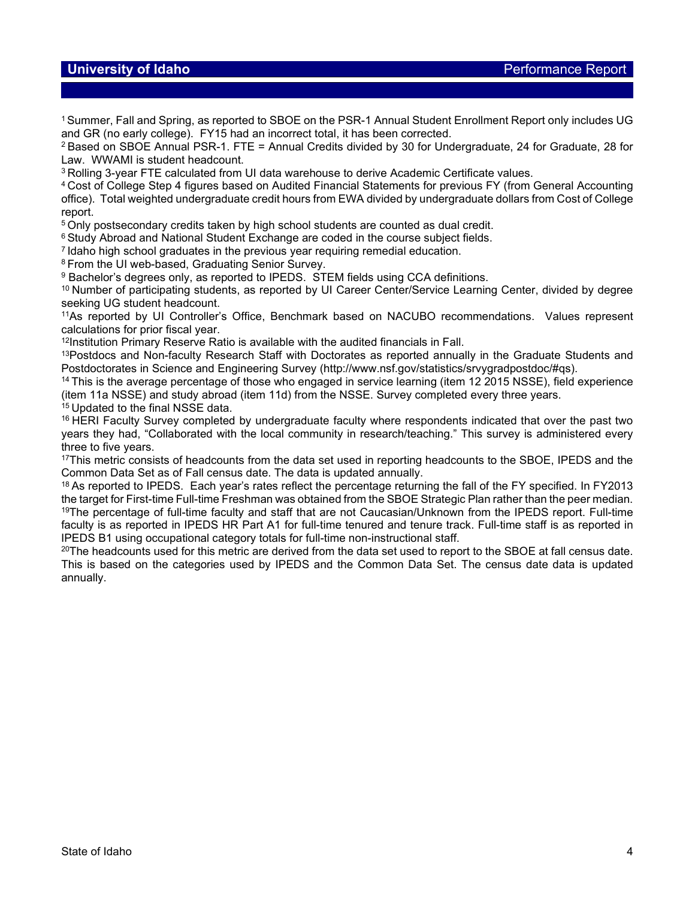[1] Summer, Fall and Spring, as reported to SBOE on the PSR-1 Annual Student Enrollment Report only includes UG and GR (no early college). FY15 had an incorrect total, it has been corrected.

[2] Based on SBOE Annual PSR-1. FTE = Annual Credits divided by 30 for Undergraduate, 24 for Graduate, 28 for Law. WWAMI is student headcount.

[3] Rolling 3-year FTE calculated from UI data warehouse to derive Academic Certificate values.

[4] Cost of College Step 4 figures based on Audited Financial Statements for previous FY (from General Accounting office). Total weighted undergraduate credit hours from EWA divided by undergraduate dollars from Cost of College report.

[5] Only postsecondary credits taken by high school students are counted as dual credit.

[6] Study Abroad and National Student Exchange are coded in the course subject fields.

[7] Idaho high school graduates in the previous year requiring remedial education.

[8] From the UI web-based, Graduating Senior Survey.

[9] Bachelor's degrees only, as reported to IPEDS. STEM fields using CCA definitions.

[10] Number of participating students, as reported by UI Career Center/Service Learning Center, divided by degree seeking UG student headcount.

[11] As reported by UI Controller's Office, Benchmark based on NACUBO recommendations. Values represent calculations for prior fiscal year.

[12] Institution Primary Reserve Ratio is available with the audited financials in Fall.

[13] Postdocs and Non-faculty Research Staff with Doctorates as reported annually in the Graduate Students and Postdoctorates in Science and Engineering Survey (http://www.nsf.gov/statistics/srvygradpostdoc/#qs).

[14] This is the average percentage of those who engaged in service learning (item 12 2015 NSSE), field experience (item 11a NSSE) and study abroad (item 11d) from the NSSE. Survey completed every three years.

[15] Updated to the final NSSE data.

[16] HERI Faculty Survey completed by undergraduate faculty where respondents indicated that over the past two years they had, "Collaborated with the local community in research/teaching." This survey is administered every three to five years.

[17] This metric consists of headcounts from the data set used in reporting headcounts to the SBOE, IPEDS and the Common Data Set as of Fall census date. The data is updated annually.

[18] As reported to IPEDS. Each year's rates reflect the percentage returning the fall of the FY specified. In FY2013 the target for First-time Full-time Freshman was obtained from the SBOE Strategic Plan rather than the peer median.

[19] The percentage of full-time faculty and staff that are not Caucasian/Unknown from the IPEDS report. Full-time faculty is as reported in IPEDS HR Part A1 for full-time tenured and tenure track. Full-time staff is as reported in IPEDS B1 using occupational category totals for full-time non-instructional staff.

[20] The headcounts used for this metric are derived from the data set used to report to the SBOE at fall census date. This is based on the categories used by IPEDS and the Common Data Set. The census date data is updated annually.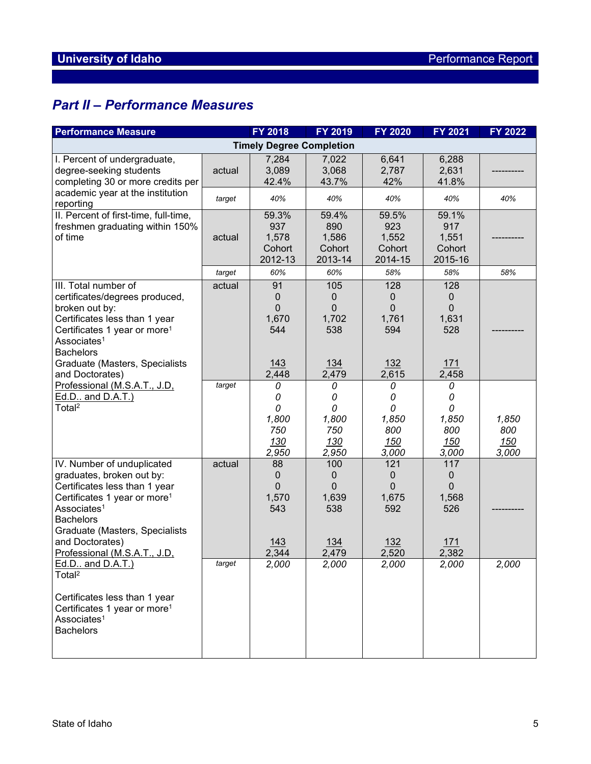## Part II – Performance Measures

| Performance Measure | | FY 2018 | FY 2019 | FY 2020 | FY 2021 | FY 2022 |
|---|---|---|---|---|---|---|
| **Timely Degree Completion** | | | | | | |
| I. Percent of undergraduate, degree-seeking students completing 30 or more credits per academic year at the institution reporting | actual | 7,284<br>3,089<br>42.4% | 7,022<br>3,068<br>43.7% | 6,641<br>2,787<br>42% | 6,288<br>2,631<br>41.8% | ---------- |
| | *target* | *40%* | *40%* | *40%* | *40%* | *40%* |
| II. Percent of first-time, full-time, freshmen graduating within 150% of time | actual | 59.3%<br>937<br>1,578<br>Cohort<br>2012-13 | 59.4%<br>890<br>1,586<br>Cohort<br>2013-14 | 59.5%<br>923<br>1,552<br>Cohort<br>2014-15 | 59.1%<br>917<br>1,551<br>Cohort<br>2015-16 | ---------- |
| | *target* | *60%* | *60%* | *58%* | *58%* | *58%* |
| III. Total number of certificates/degrees produced, broken out by:<br>Certificates less than 1 year<br>Certificates 1 year or more[1]<br>Associates[1]<br>Bachelors<br>Graduate (Masters, Specialists and Doctorates)<br>Professional (M.S.A.T., J.D, Ed.D.. and D.A.T.)<br>Total[2] | actual | 91<br>0<br>0<br>1,670<br>544<br>143<br>2,448 | 105<br>0<br>0<br>1,702<br>538<br>134<br>2,479 | 128<br>0<br>0<br>1,761<br>594<br>132<br>2,615 | 128<br>0<br>0<br>1,631<br>528<br>171<br>2,458 | ---------- |
| | *target* | *0*<br>*0*<br>*0*<br>*1,800*<br>*750*<br>*130*<br>*2,950* | *0*<br>*0*<br>*0*<br>*1,800*<br>*750*<br>*130*<br>*2,950* | *0*<br>*0*<br>*0*<br>*1,850*<br>*800*<br>*150*<br>*3,000* | *0*<br>*0*<br>*0*<br>*1,850*<br>*800*<br>*150*<br>*3,000* | *1,850*<br>*800*<br>*150*<br>*3,000* |
| IV. Number of unduplicated graduates, broken out by:<br>Certificates less than 1 year<br>Certificates 1 year or more[1]<br>Associates[1]<br>Bachelors<br>Graduate (Masters, Specialists and Doctorates)<br>Professional (M.S.A.T., J.D, Ed.D.. and D.A.T.)<br>Total[2]<br><br>Certificates less than 1 year<br>Certificates 1 year or more[1]<br>Associates[1]<br>Bachelors | actual | 88<br>0<br>0<br>1,570<br>543<br>143<br>2,344 | 100<br>0<br>0<br>1,639<br>538<br>134<br>2,479 | 121<br>0<br>0<br>1,675<br>592<br>132<br>2,520 | 117<br>0<br>0<br>1,568<br>526<br>171<br>2,382 | ---------- |
| | *target* | *2,000* | *2,000* | *2,000* | *2,000* | *2,000* |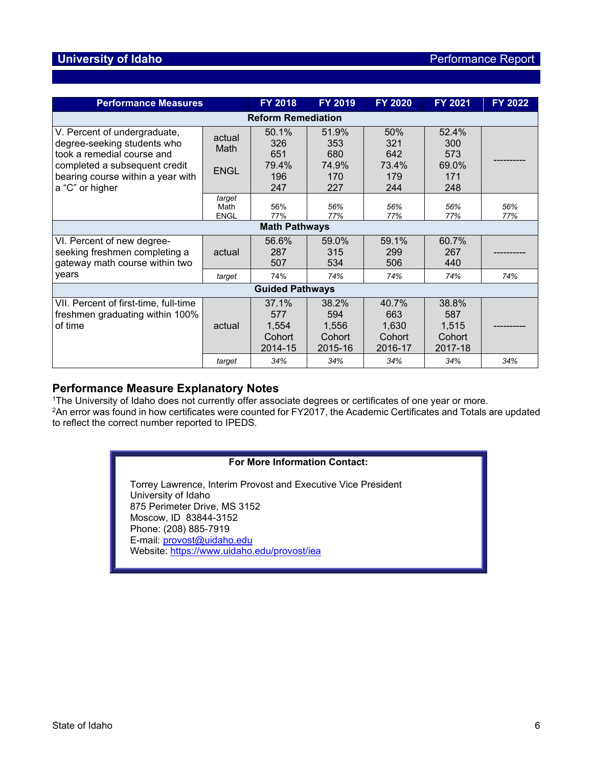## University of Idaho — Performance Report

| Performance Measures | | FY 2018 | FY 2019 | FY 2020 | FY 2021 | FY 2022 |
|---|---|---|---|---|---|---|
| **Reform Remediation** | | | | | | |
| V. Percent of undergraduate, degree-seeking students who took a remedial course and completed a subsequent credit bearing course within a year with a "C" or higher | actual Math<br>ENGL | 50.1%<br>326<br>651<br>79.4%<br>196<br>247 | 51.9%<br>353<br>680<br>74.9%<br>170<br>227 | 50%<br>321<br>642<br>73.4%<br>179<br>244 | 52.4%<br>300<br>573<br>69.0%<br>171<br>248 | ---------- |
| | *target* Math ENGL | *56%*<br>*77%* | *56%*<br>*77%* | *56%*<br>*77%* | *56%*<br>*77%* | *56%*<br>*77%* |
| **Math Pathways** | | | | | | |
| VI. Percent of new degree-seeking freshmen completing a gateway math course within two years | actual | 56.6%<br>287<br>507 | 59.0%<br>315<br>534 | 59.1%<br>299<br>506 | 60.7%<br>267<br>440 | ---------- |
| | *target* | *74%* | *74%* | *74%* | *74%* | *74%* |
| **Guided Pathways** | | | | | | |
| VII. Percent of first-time, full-time freshmen graduating within 100% of time | actual | 37.1%<br>577<br>1,554<br>Cohort<br>2014-15 | 38.2%<br>594<br>1,556<br>Cohort<br>2015-16 | 40.7%<br>663<br>1,630<br>Cohort<br>2016-17 | 38.8%<br>587<br>1,515<br>Cohort<br>2017-18 | ---------- |
| | *target* | *34%* | *34%* | *34%* | *34%* | *34%* |

### Performance Measure Explanatory Notes

[1]The University of Idaho does not currently offer associate degrees or certificates of one year or more.
[2]An error was found in how certificates were counted for FY2017, the Academic Certificates and Totals are updated to reflect the correct number reported to IPEDS.

**For More Information Contact:**

Torrey Lawrence, Interim Provost and Executive Vice President
University of Idaho
875 Perimeter Drive, MS 3152
Moscow, ID 83844-3152
Phone: (208) 885-7919
E-mail: provost@uidaho.edu
Website: https://www.uidaho.edu/provost/iea